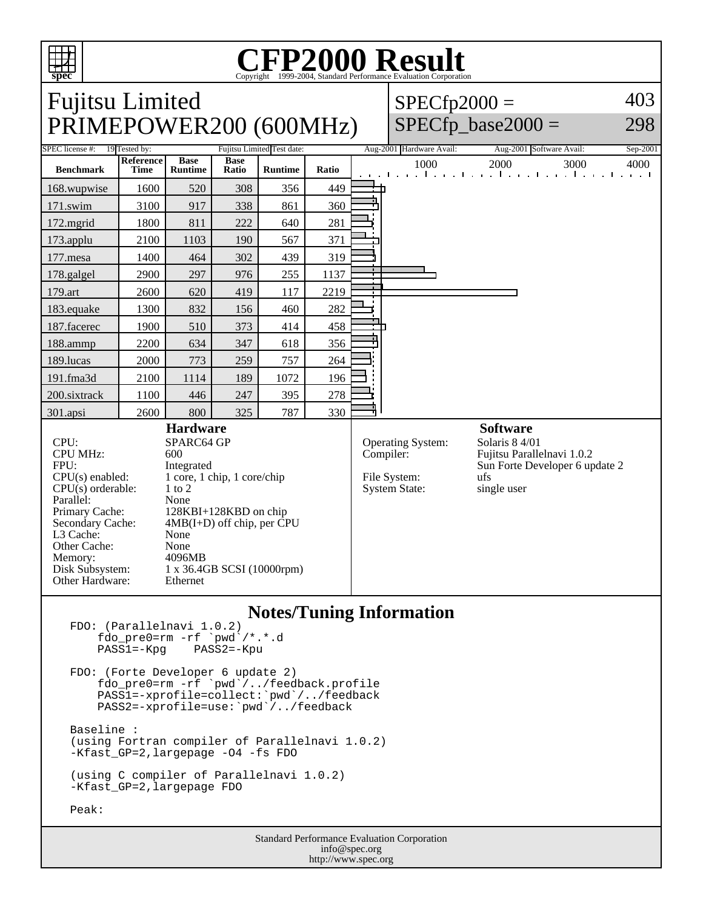# CFP2000 Result

Copyright 1999-2004, Standard Performance Evaluation Corporation

## Fujitsu Limited
## PRIMEPOWER200 (600MHz)

SPECfp2000 = 403

SPECfp_base2000 = 298

| SPEC license #: | 19 | Tested by: | Fujitsu Limited | Test date: | Aug-2001 | Hardware Avail: | Aug-2001 | Software Avail: | Sep-2001 |
|---|---|---|---|---|---|---|---|---|---|

| Benchmark | Reference Time | Base Runtime | Base Ratio | Runtime | Ratio |
|---|---|---|---|---|---|
| 168.wupwise | 1600 | 520 | 308 | 356 | 449 |
| 171.swim | 3100 | 917 | 338 | 861 | 360 |
| 172.mgrid | 1800 | 811 | 222 | 640 | 281 |
| 173.applu | 2100 | 1103 | 190 | 567 | 371 |
| 177.mesa | 1400 | 464 | 302 | 439 | 319 |
| 178.galgel | 2900 | 297 | 976 | 255 | 1137 |
| 179.art | 2600 | 620 | 419 | 117 | 2219 |
| 183.equake | 1300 | 832 | 156 | 460 | 282 |
| 187.facerec | 1900 | 510 | 373 | 414 | 458 |
| 188.ammp | 2200 | 634 | 347 | 618 | 356 |
| 189.lucas | 2000 | 773 | 259 | 757 | 264 |
| 191.fma3d | 2100 | 1114 | 189 | 1072 | 196 |
| 200.sixtrack | 1100 | 446 | 247 | 395 | 278 |
| 301.apsi | 2600 | 800 | 325 | 787 | 330 |

### Hardware

| | |
|---|---|
| CPU: | SPARC64 GP |
| CPU MHz: | 600 |
| FPU: | Integrated |
| CPU(s) enabled: | 1 core, 1 chip, 1 core/chip |
| CPU(s) orderable: | 1 to 2 |
| Parallel: | None |
| Primary Cache: | 128KBI+128KBD on chip |
| Secondary Cache: | 4MB(I+D) off chip, per CPU |
| L3 Cache: | None |
| Other Cache: | None |
| Memory: | 4096MB |
| Disk Subsystem: | 1 x 36.4GB SCSI (10000rpm) |
| Other Hardware: | Ethernet |

### Software

| | |
|---|---|
| Operating System: | Solaris 8 4/01 |
| Compiler: | Fujitsu Parallelnavi 1.0.2<br>Sun Forte Developer 6 update 2 |
| File System: | ufs |
| System State: | single user |

### Notes/Tuning Information

```
FDO: (Parallelnavi 1.0.2)
    fdo_pre0=rm -rf `pwd`/*.*.d
    PASS1=-Kpg    PASS2=-Kpu

FDO: (Forte Developer 6 update 2)
    fdo_pre0=rm -rf `pwd`/../feedback.profile
    PASS1=-xprofile=collect:`pwd`/../feedback
    PASS2=-xprofile=use:`pwd`/../feedback

Baseline :
(using Fortran compiler of Parallelnavi 1.0.2)
-Kfast_GP=2,largepage -O4 -fs FDO

(using C compiler of Parallelnavi 1.0.2)
-Kfast_GP=2,largepage FDO

Peak:
```

Standard Performance Evaluation Corporation
info@spec.org
http://www.spec.org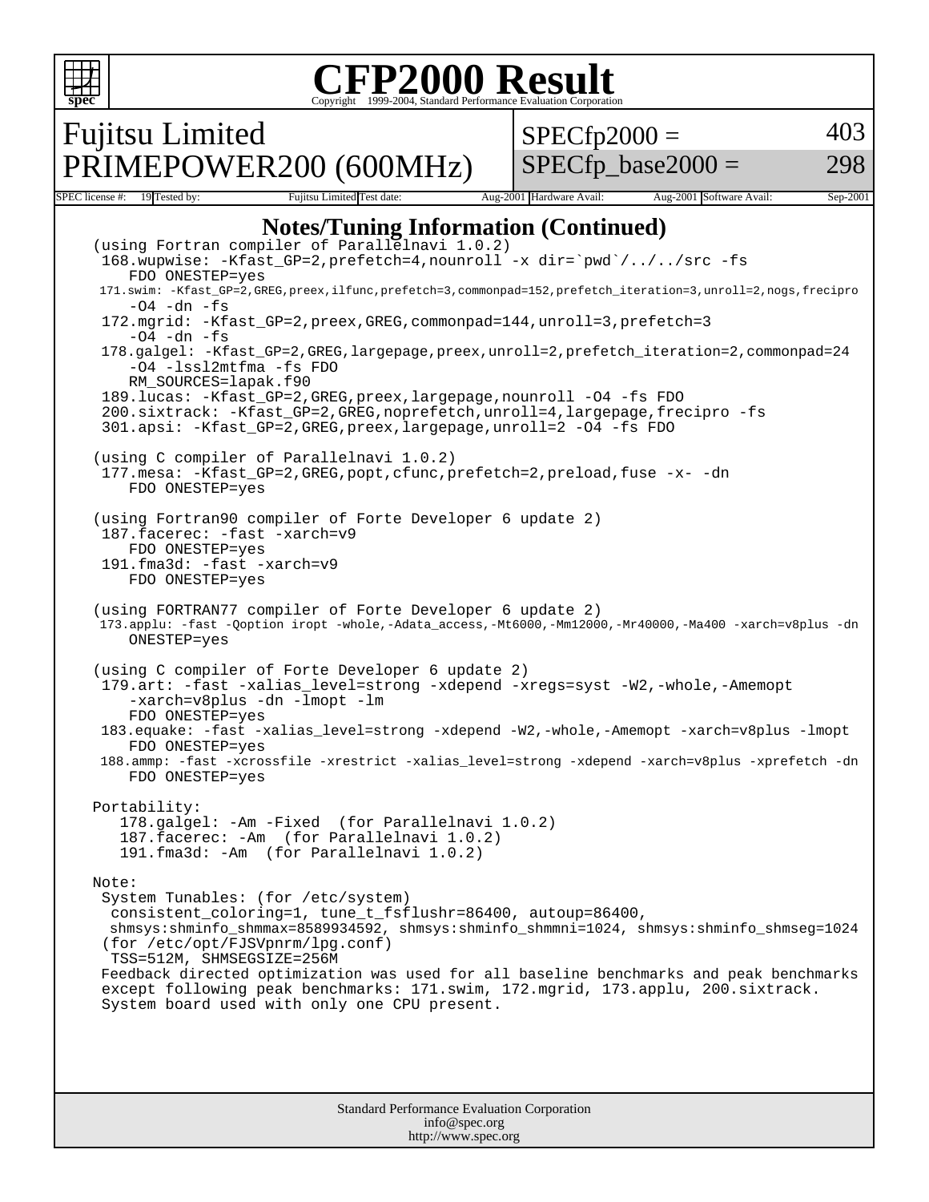# CFP2000 Result

Copyright 1999-2004, Standard Performance Evaluation Corporation

Fujitsu Limited
PRIMEPOWER200 (600MHz)

SPECfp2000 = 403
SPECfp_base2000 = 298

SPEC license #: 19 Tested by: Fujitsu Limited Test date: Aug-2001 Hardware Avail: Aug-2001 Software Avail: Sep-2001

## Notes/Tuning Information (Continued)

```
(using Fortran compiler of Parallelnavi 1.0.2)
 168.wupwise: -Kfast_GP=2,prefetch=4,nounroll -x dir=`pwd`/../../src -fs
    FDO ONESTEP=yes
 171.swim: -Kfast_GP=2,GREG,preex,ilfunc,prefetch=3,commonpad=152,prefetch_iteration=3,unroll=2,nogs,frecipro
    -O4 -dn -fs
 172.mgrid: -Kfast_GP=2,preex,GREG,commonpad=144,unroll=3,prefetch=3
    -O4 -dn -fs
 178.galgel: -Kfast_GP=2,GREG,largepage,preex,unroll=2,prefetch_iteration=2,commonpad=24
    -O4 -lssl2mtfma -fs FDO
    RM_SOURCES=lapak.f90
 189.lucas: -Kfast_GP=2,GREG,preex,largepage,nounroll -O4 -fs FDO
 200.sixtrack: -Kfast_GP=2,GREG,noprefetch,unroll=4,largepage,frecipro -fs
 301.apsi: -Kfast_GP=2,GREG,preex,largepage,unroll=2 -O4 -fs FDO

(using C compiler of Parallelnavi 1.0.2)
 177.mesa: -Kfast_GP=2,GREG,popt,cfunc,prefetch=2,preload,fuse -x- -dn
    FDO ONESTEP=yes

(using Fortran90 compiler of Forte Developer 6 update 2)
 187.facerec: -fast -xarch=v9
    FDO ONESTEP=yes
 191.fma3d: -fast -xarch=v9
    FDO ONESTEP=yes

(using FORTRAN77 compiler of Forte Developer 6 update 2)
 173.applu: -fast -Qoption iropt -whole,-Adata_access,-Mt6000,-Mm12000,-Mr40000,-Ma400 -xarch=v8plus -dn
    ONESTEP=yes

(using C compiler of Forte Developer 6 update 2)
 179.art: -fast -xalias_level=strong -xdepend -xregs=syst -W2,-whole,-Amemopt
    -xarch=v8plus -dn -lmopt -lm
    FDO ONESTEP=yes
 183.equake: -fast -xalias_level=strong -xdepend -W2,-whole,-Amemopt -xarch=v8plus -lmopt
    FDO ONESTEP=yes
 188.ammp: -fast -xcrossfile -xrestrict -xalias_level=strong -xdepend -xarch=v8plus -xprefetch -dn
    FDO ONESTEP=yes

Portability:
   178.galgel: -Am -Fixed  (for Parallelnavi 1.0.2)
   187.facerec: -Am  (for Parallelnavi 1.0.2)
   191.fma3d: -Am  (for Parallelnavi 1.0.2)

Note:
 System Tunables: (for /etc/system)
  consistent_coloring=1, tune_t_fsflushr=86400, autoup=86400,
  shmsys:shminfo_shmmax=8589934592, shmsys:shminfo_shmmni=1024, shmsys:shminfo_shmseg=1024
 (for /etc/opt/FJSVpnrm/lpg.conf)
  TSS=512M, SHMSEGSIZE=256M
 Feedback directed optimization was used for all baseline benchmarks and peak benchmarks
 except following peak benchmarks: 171.swim, 172.mgrid, 173.applu, 200.sixtrack.
 System board used with only one CPU present.
```

Standard Performance Evaluation Corporation
info@spec.org
http://www.spec.org